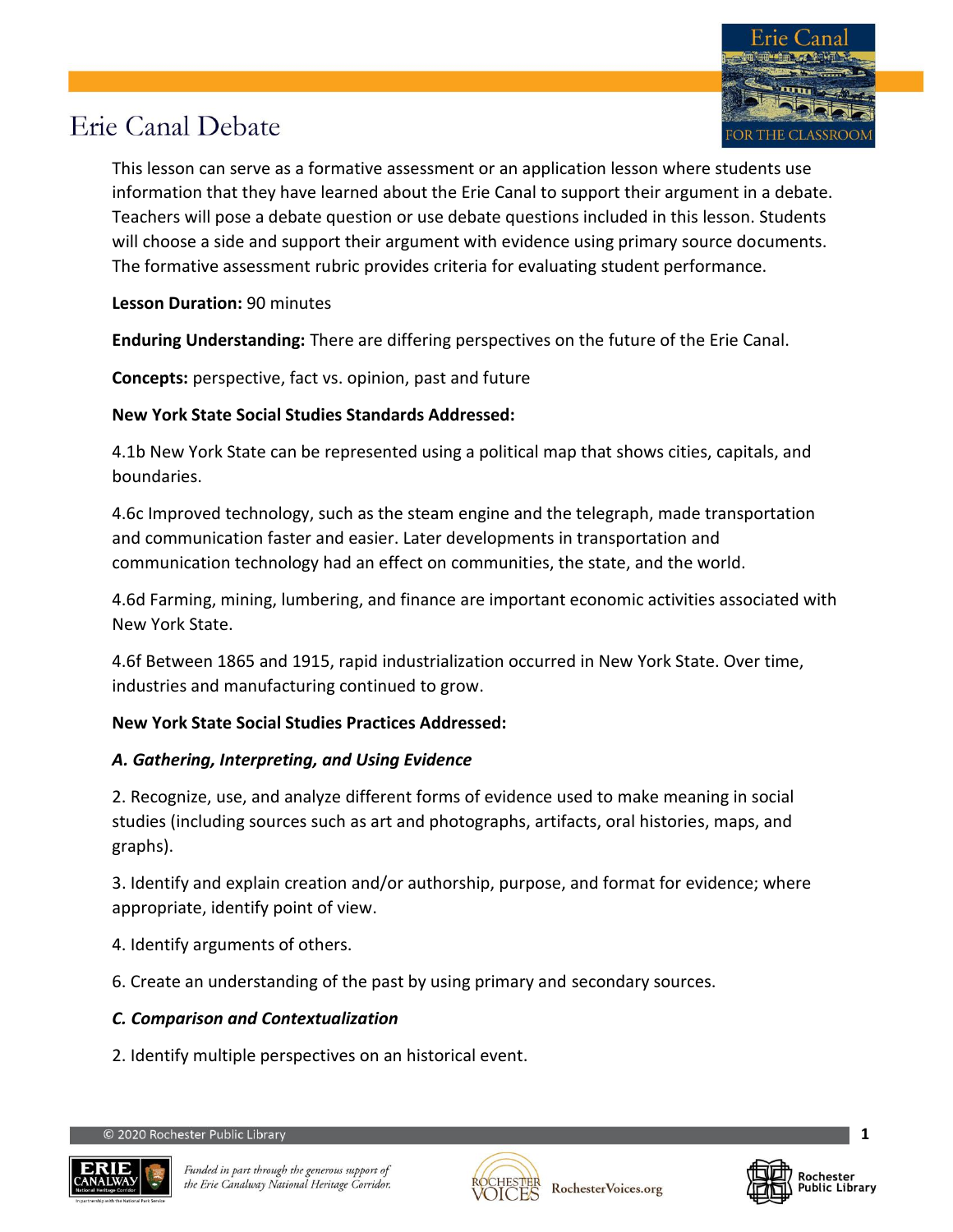# Erie Canal Debate

This lesson can serve as a formative assessment or an application lesson where students use information that they have learned about the Erie Canal to support their argument in a debate. Teachers will pose a debate question or use debate questions included in this lesson. Students will choose a side and support their argument with evidence using primary source documents. The formative assessment rubric provides criteria for evaluating student performance.

**Lesson Duration:** 90 minutes

**Enduring Understanding:** There are differing perspectives on the future of the Erie Canal.

**Concepts:** perspective, fact vs. opinion, past and future

**New York State Social Studies Standards Addressed:**

4.1b New York State can be represented using a political map that shows cities, capitals, and boundaries.

4.6c Improved technology, such as the steam engine and the telegraph, made transportation and communication faster and easier. Later developments in transportation and communication technology had an effect on communities, the state, and the world.

4.6d Farming, mining, lumbering, and finance are important economic activities associated with New York State.

4.6f Between 1865 and 1915, rapid industrialization occurred in New York State. Over time, industries and manufacturing continued to grow.

**New York State Social Studies Practices Addressed:**

***A. Gathering, Interpreting, and Using Evidence***

2. Recognize, use, and analyze different forms of evidence used to make meaning in social studies (including sources such as art and photographs, artifacts, oral histories, maps, and graphs).

3. Identify and explain creation and/or authorship, purpose, and format for evidence; where appropriate, identify point of view.

4. Identify arguments of others.

6. Create an understanding of the past by using primary and secondary sources.

***C. Comparison and Contextualization***

2. Identify multiple perspectives on an historical event.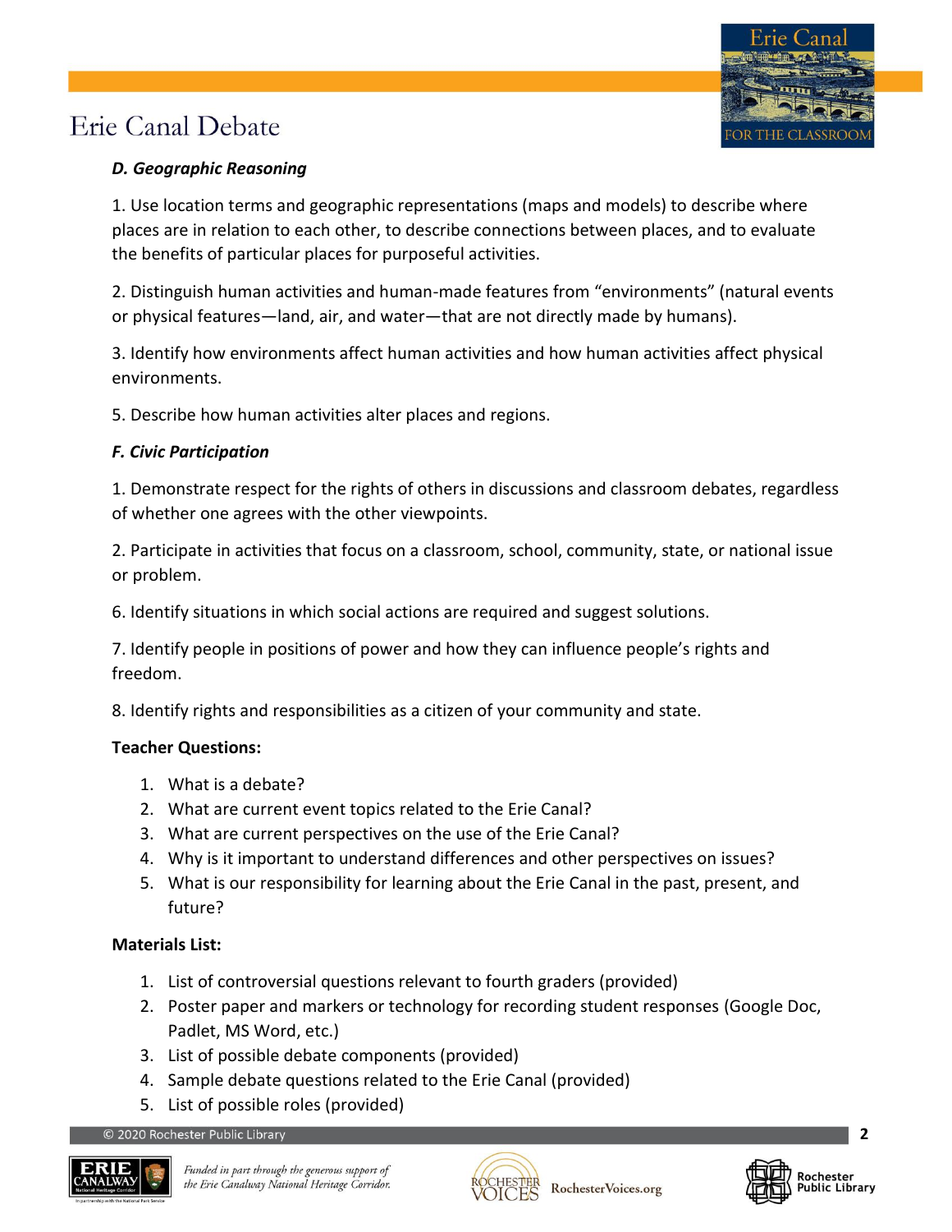***D. Geographic Reasoning***

1. Use location terms and geographic representations (maps and models) to describe where places are in relation to each other, to describe connections between places, and to evaluate the benefits of particular places for purposeful activities.

2. Distinguish human activities and human-made features from "environments" (natural events or physical features—land, air, and water—that are not directly made by humans).

3. Identify how environments affect human activities and how human activities affect physical environments.

5. Describe how human activities alter places and regions.

***F. Civic Participation***

1. Demonstrate respect for the rights of others in discussions and classroom debates, regardless of whether one agrees with the other viewpoints.

2. Participate in activities that focus on a classroom, school, community, state, or national issue or problem.

6. Identify situations in which social actions are required and suggest solutions.

7. Identify people in positions of power and how they can influence people's rights and freedom.

8. Identify rights and responsibilities as a citizen of your community and state.

**Teacher Questions:**

1. What is a debate?
2. What are current event topics related to the Erie Canal?
3. What are current perspectives on the use of the Erie Canal?
4. Why is it important to understand differences and other perspectives on issues?
5. What is our responsibility for learning about the Erie Canal in the past, present, and future?

**Materials List:**

1. List of controversial questions relevant to fourth graders (provided)
2. Poster paper and markers or technology for recording student responses (Google Doc, Padlet, MS Word, etc.)
3. List of possible debate components (provided)
4. Sample debate questions related to the Erie Canal (provided)
5. List of possible roles (provided)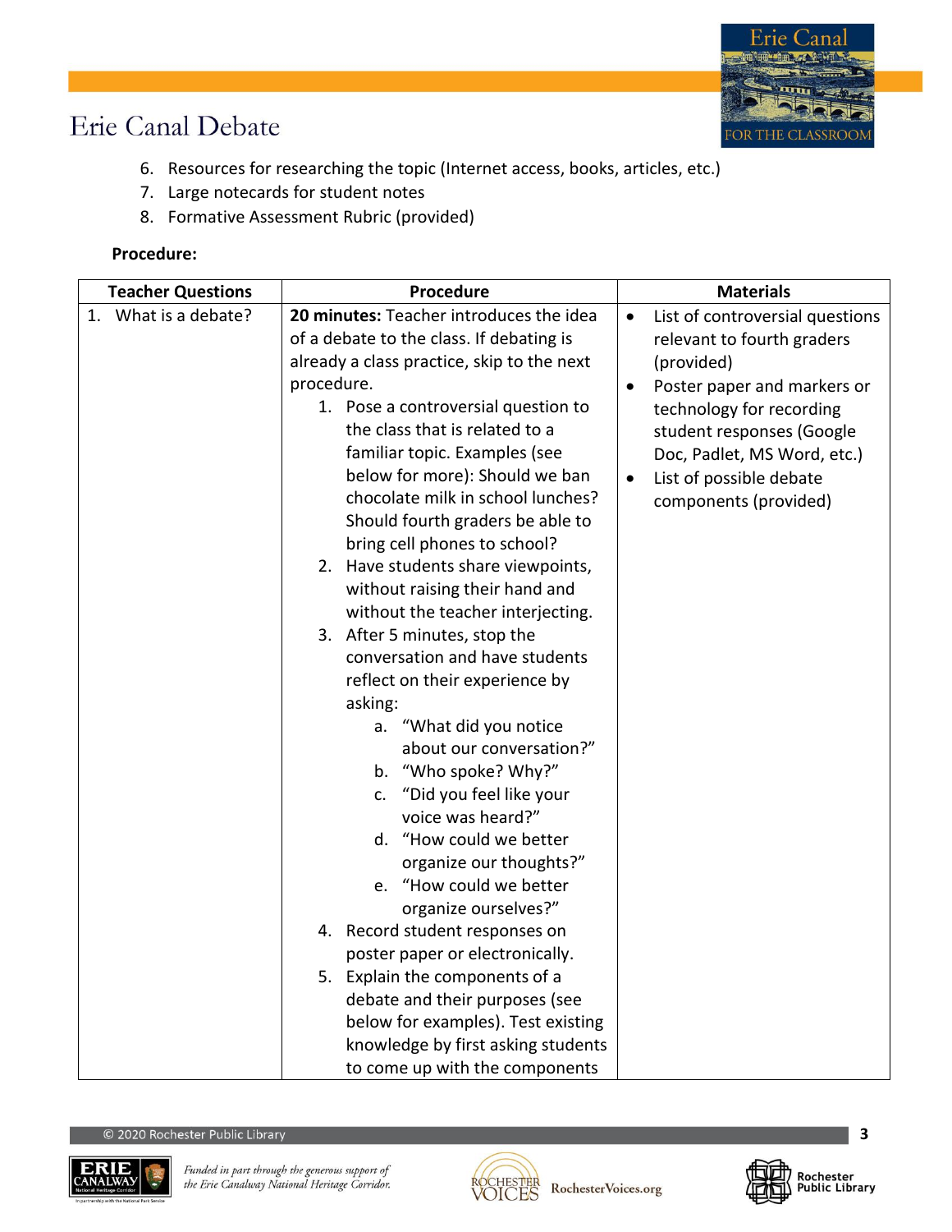6. Resources for researching the topic (Internet access, books, articles, etc.)
7. Large notecards for student notes
8. Formative Assessment Rubric (provided)

**Procedure:**

| Teacher Questions | Procedure | Materials |
|---|---|---|
| 1. What is a debate? | **20 minutes:** Teacher introduces the idea of a debate to the class. If debating is already a class practice, skip to the next procedure.<br>1. Pose a controversial question to the class that is related to a familiar topic. Examples (see below for more): Should we ban chocolate milk in school lunches? Should fourth graders be able to bring cell phones to school?<br>2. Have students share viewpoints, without raising their hand and without the teacher interjecting.<br>3. After 5 minutes, stop the conversation and have students reflect on their experience by asking:<br>&nbsp;&nbsp;a. "What did you notice about our conversation?"<br>&nbsp;&nbsp;b. "Who spoke? Why?"<br>&nbsp;&nbsp;c. "Did you feel like your voice was heard?"<br>&nbsp;&nbsp;d. "How could we better organize our thoughts?"<br>&nbsp;&nbsp;e. "How could we better organize ourselves?"<br>4. Record student responses on poster paper or electronically.<br>5. Explain the components of a debate and their purposes (see below for examples). Test existing knowledge by first asking students to come up with the components | • List of controversial questions relevant to fourth graders (provided)<br>• Poster paper and markers or technology for recording student responses (Google Doc, Padlet, MS Word, etc.)<br>• List of possible debate components (provided) |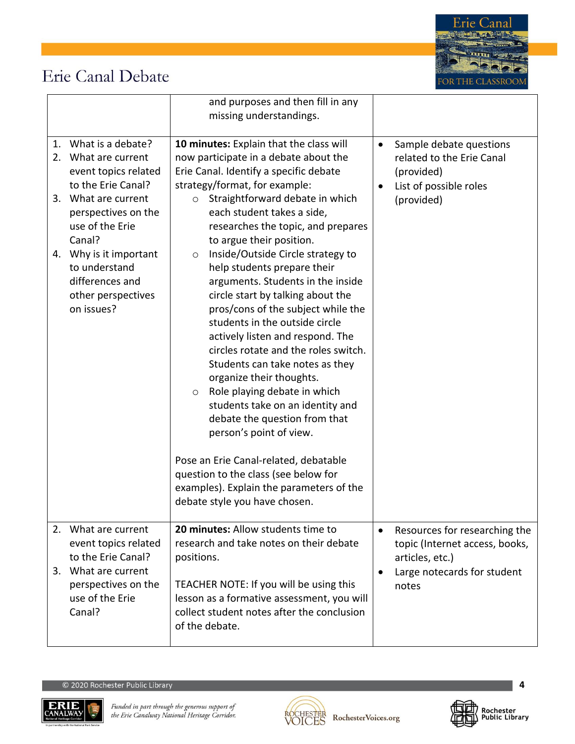| | | |
|---|---|---|
| | and purposes and then fill in any missing understandings. | |
| 1. What is a debate?<br>2. What are current event topics related to the Erie Canal?<br>3. What are current perspectives on the use of the Erie Canal?<br>4. Why is it important to understand differences and other perspectives on issues? | **10 minutes:** Explain that the class will now participate in a debate about the Erie Canal. Identify a specific debate strategy/format, for example:<br>○ Straightforward debate in which each student takes a side, researches the topic, and prepares to argue their position.<br>○ Inside/Outside Circle strategy to help students prepare their arguments. Students in the inside circle start by talking about the pros/cons of the subject while the students in the outside circle actively listen and respond. The circles rotate and the roles switch. Students can take notes as they organize their thoughts.<br>○ Role playing debate in which students take on an identity and debate the question from that person's point of view.<br><br>Pose an Erie Canal-related, debatable question to the class (see below for examples). Explain the parameters of the debate style you have chosen. | • Sample debate questions related to the Erie Canal (provided)<br>• List of possible roles (provided) |
| 2. What are current event topics related to the Erie Canal?<br>3. What are current perspectives on the use of the Erie Canal? | **20 minutes:** Allow students time to research and take notes on their debate positions.<br><br>TEACHER NOTE: If you will be using this lesson as a formative assessment, you will collect student notes after the conclusion of the debate. | • Resources for researching the topic (Internet access, books, articles, etc.)<br>• Large notecards for student notes |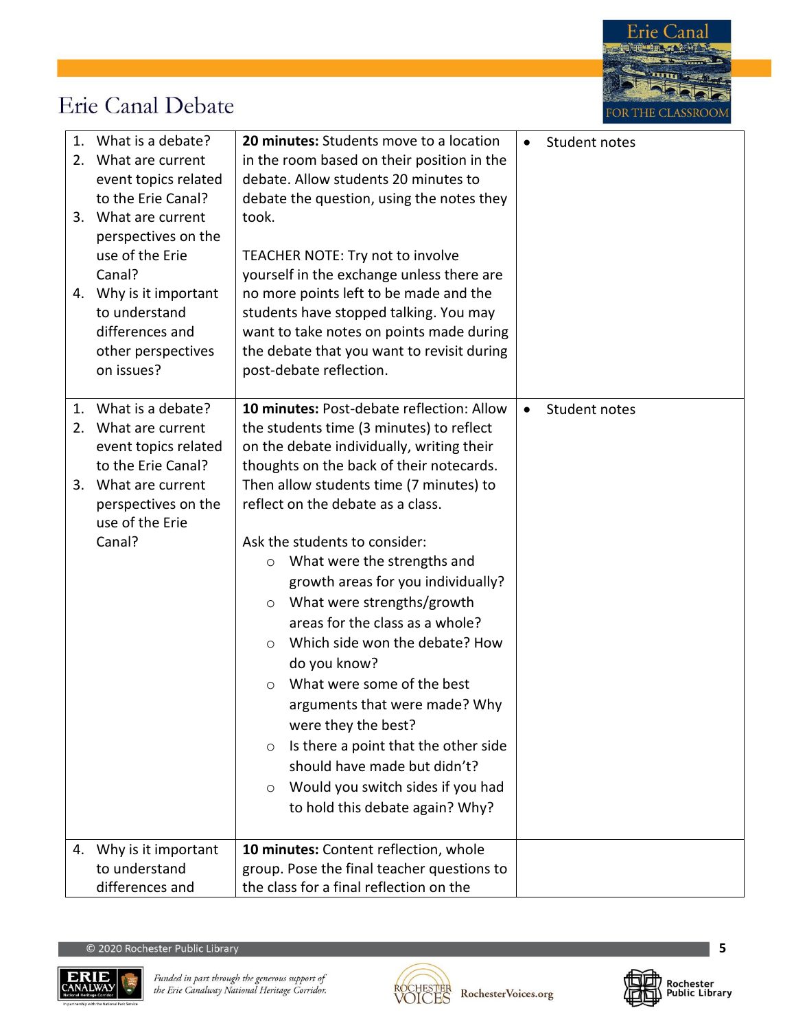# Erie Canal Debate

| | | |
|---|---|---|
| 1. What is a debate?<br>2. What are current event topics related to the Erie Canal?<br>3. What are current perspectives on the use of the Erie Canal?<br>4. Why is it important to understand differences and other perspectives on issues? | **20 minutes:** Students move to a location in the room based on their position in the debate. Allow students 20 minutes to debate the question, using the notes they took.<br><br>TEACHER NOTE: Try not to involve yourself in the exchange unless there are no more points left to be made and the students have stopped talking. You may want to take notes on points made during the debate that you want to revisit during post-debate reflection. | • Student notes |
| 1. What is a debate?<br>2. What are current event topics related to the Erie Canal?<br>3. What are current perspectives on the use of the Erie Canal? | **10 minutes:** Post-debate reflection: Allow the students time (3 minutes) to reflect on the debate individually, writing their thoughts on the back of their notecards. Then allow students time (7 minutes) to reflect on the debate as a class.<br><br>Ask the students to consider:<br>○ What were the strengths and growth areas for you individually?<br>○ What were strengths/growth areas for the class as a whole?<br>○ Which side won the debate? How do you know?<br>○ What were some of the best arguments that were made? Why were they the best?<br>○ Is there a point that the other side should have made but didn't?<br>○ Would you switch sides if you had to hold this debate again? Why? | • Student notes |
| 4. Why is it important to understand differences and | **10 minutes:** Content reflection, whole group. Pose the final teacher questions to the class for a final reflection on the | |

© 2020 Rochester Public Library

*Funded in part through the generous support of the Erie Canalway National Heritage Corridor.*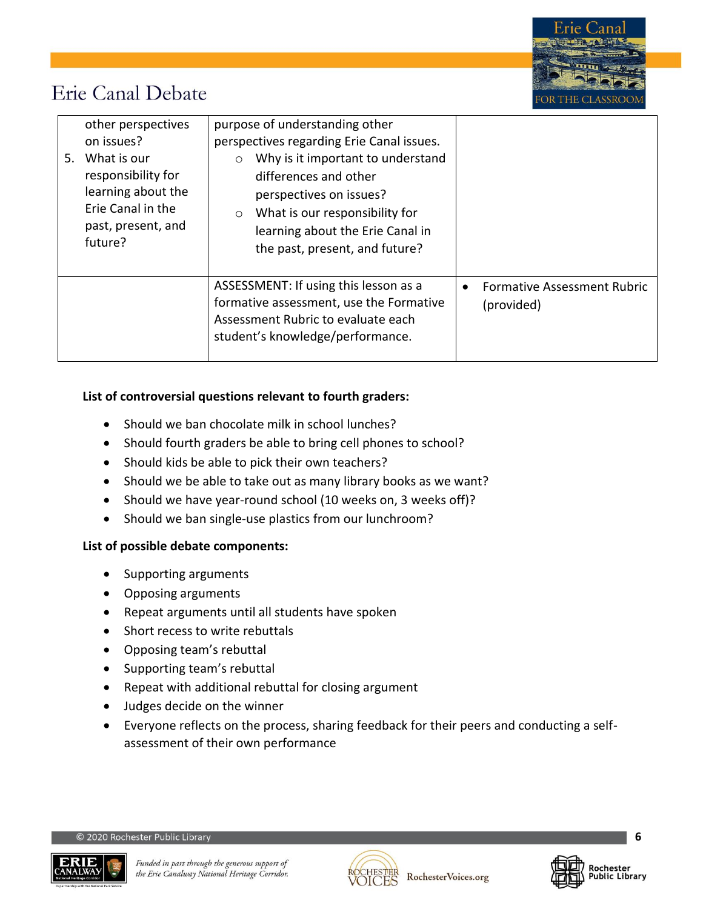| | | |
|---|---|---|
| other perspectives on issues?<br>5. What is our responsibility for learning about the Erie Canal in the past, present, and future? | purpose of understanding other perspectives regarding Erie Canal issues.<br>○ Why is it important to understand differences and other perspectives on issues?<br>○ What is our responsibility for learning about the Erie Canal in the past, present, and future? | |
| | ASSESSMENT: If using this lesson as a formative assessment, use the Formative Assessment Rubric to evaluate each student's knowledge/performance. | • Formative Assessment Rubric (provided) |

**List of controversial questions relevant to fourth graders:**

- Should we ban chocolate milk in school lunches?
- Should fourth graders be able to bring cell phones to school?
- Should kids be able to pick their own teachers?
- Should we be able to take out as many library books as we want?
- Should we have year-round school (10 weeks on, 3 weeks off)?
- Should we ban single-use plastics from our lunchroom?

**List of possible debate components:**

- Supporting arguments
- Opposing arguments
- Repeat arguments until all students have spoken
- Short recess to write rebuttals
- Opposing team's rebuttal
- Supporting team's rebuttal
- Repeat with additional rebuttal for closing argument
- Judges decide on the winner
- Everyone reflects on the process, sharing feedback for their peers and conducting a self-assessment of their own performance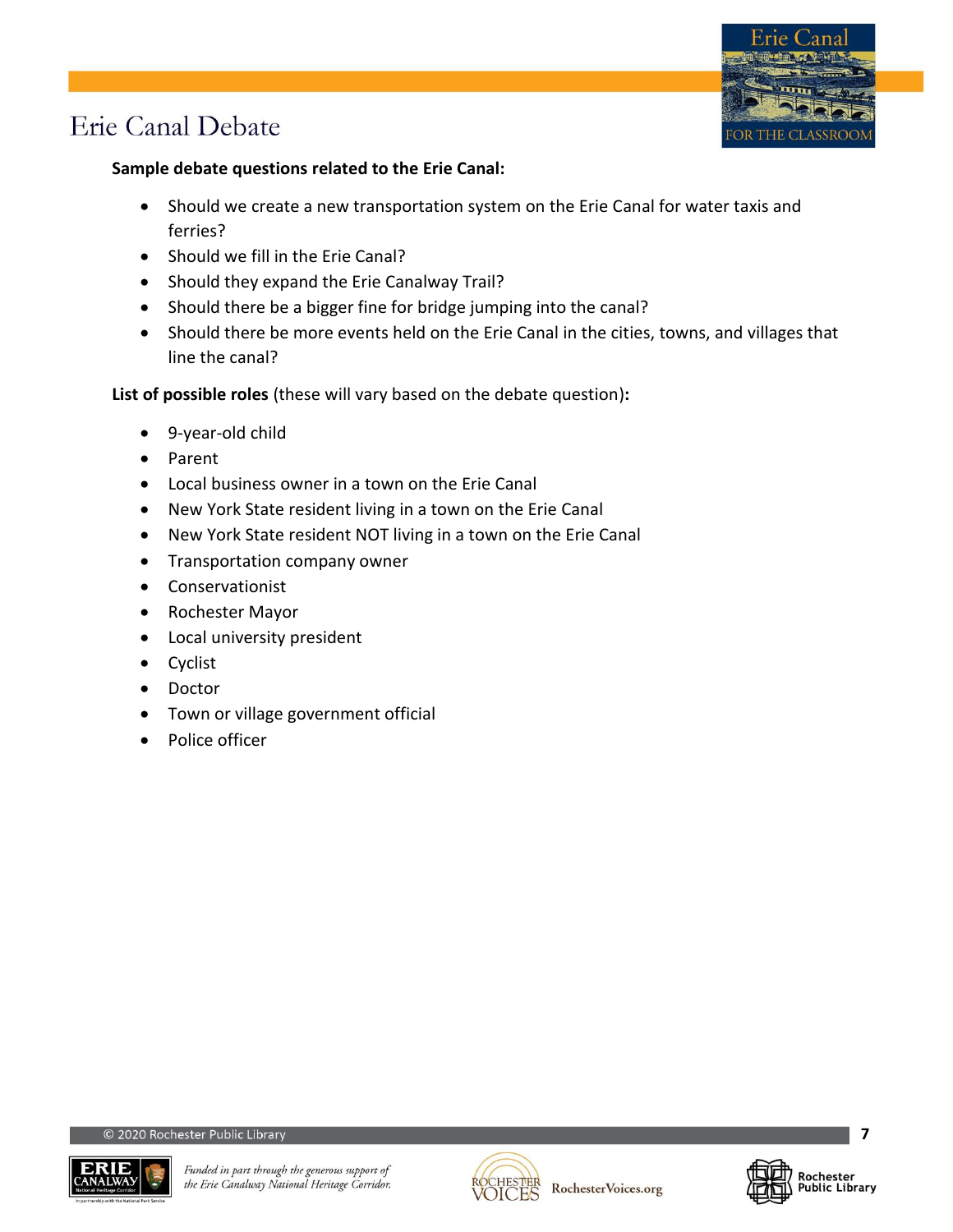# Erie Canal Debate

**Sample debate questions related to the Erie Canal:**

- Should we create a new transportation system on the Erie Canal for water taxis and ferries?
- Should we fill in the Erie Canal?
- Should they expand the Erie Canalway Trail?
- Should there be a bigger fine for bridge jumping into the canal?
- Should there be more events held on the Erie Canal in the cities, towns, and villages that line the canal?

**List of possible roles** (these will vary based on the debate question)**:**

- 9-year-old child
- Parent
- Local business owner in a town on the Erie Canal
- New York State resident living in a town on the Erie Canal
- New York State resident NOT living in a town on the Erie Canal
- Transportation company owner
- Conservationist
- Rochester Mayor
- Local university president
- Cyclist
- Doctor
- Town or village government official
- Police officer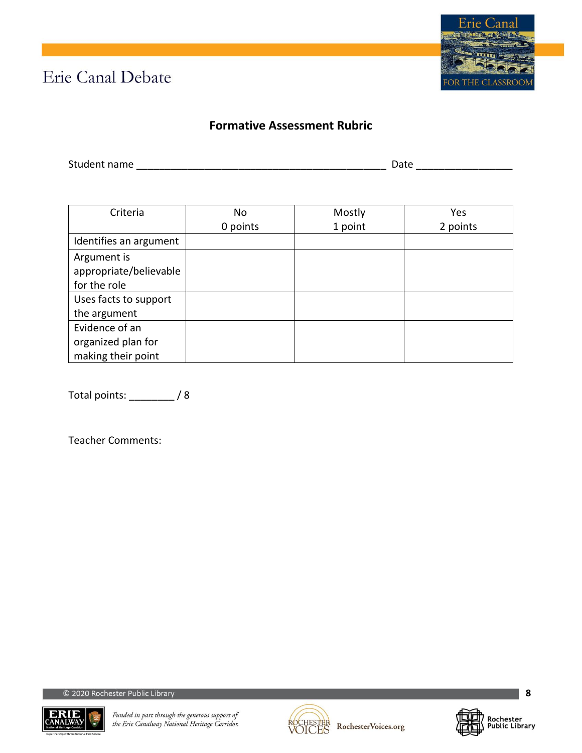# Erie Canal Debate

## Formative Assessment Rubric

Student name _____________________________________________ Date _________________

| Criteria | No<br>0 points | Mostly<br>1 point | Yes<br>2 points |
|---|---|---|---|
| Identifies an argument | | | |
| Argument is appropriate/believable for the role | | | |
| Uses facts to support the argument | | | |
| Evidence of an organized plan for making their point | | | |

Total points: ________ / 8

Teacher Comments: